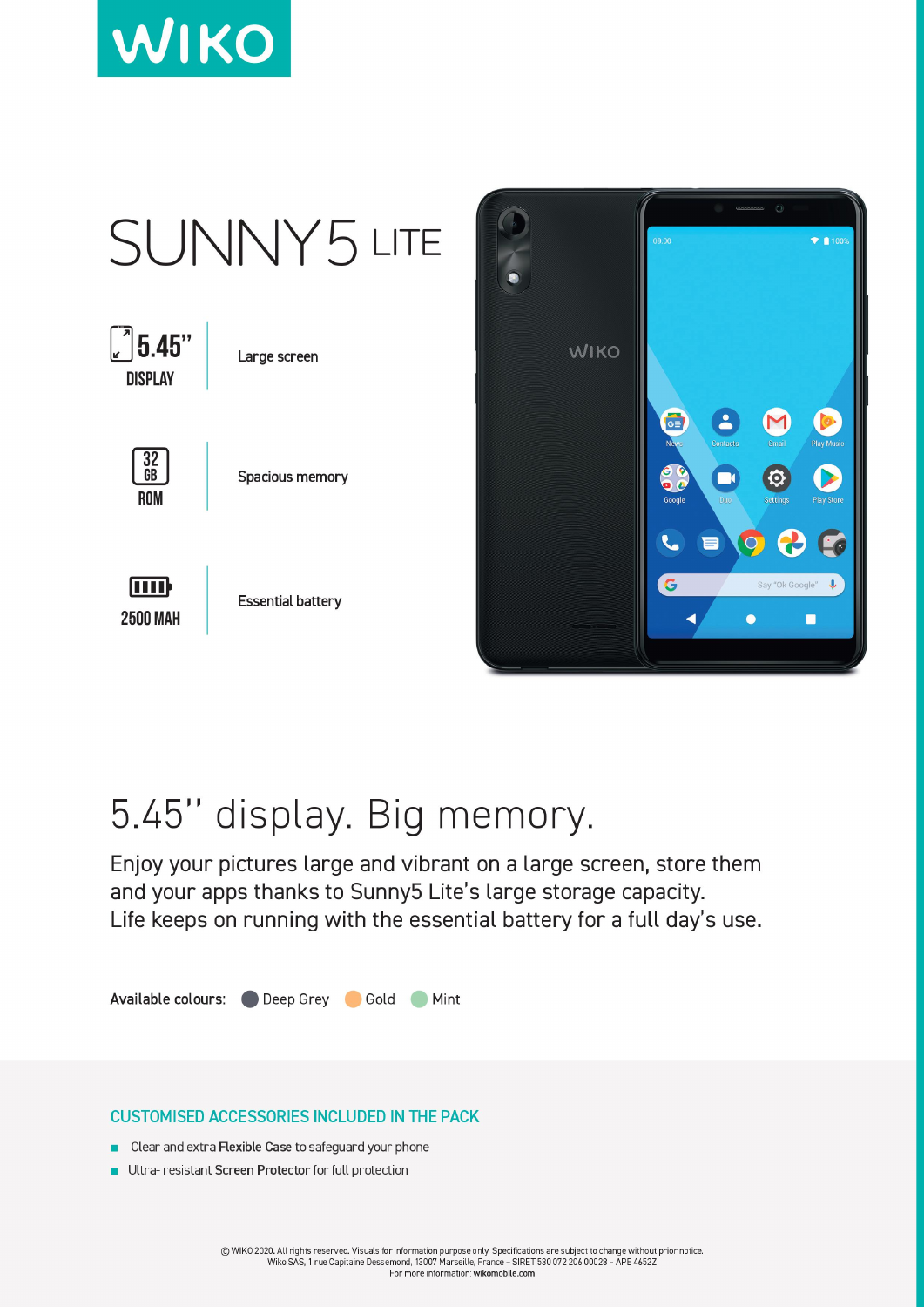# WIKO

# SUNNY5 LITE

| | |
|---|---|
| 5.45" DISPLAY | Large screen |
| 32 GB ROM | Spacious memory |
| 2500 MAH | Essential battery |

## 5.45'' display. Big memory.

Enjoy your pictures large and vibrant on a large screen, store them and your apps thanks to Sunny5 Lite's large storage capacity.
Life keeps on running with the essential battery for a full day's use.

**Available colours:** Deep Grey  Gold  Mint

## CUSTOMISED ACCESSORIES INCLUDED IN THE PACK

- Clear and extra **Flexible Case** to safeguard your phone
- Ultra- resistant **Screen Protector** for full protection

© WIKO 2020. All rights reserved. Visuals for information purpose only. Specifications are subject to change without prior notice.
Wiko SAS, 1 rue Capitaine Dessemond, 13007 Marseille, France – SIRET 530 072 206 00028 – APE 4652Z
For more information: **wikomobile.com**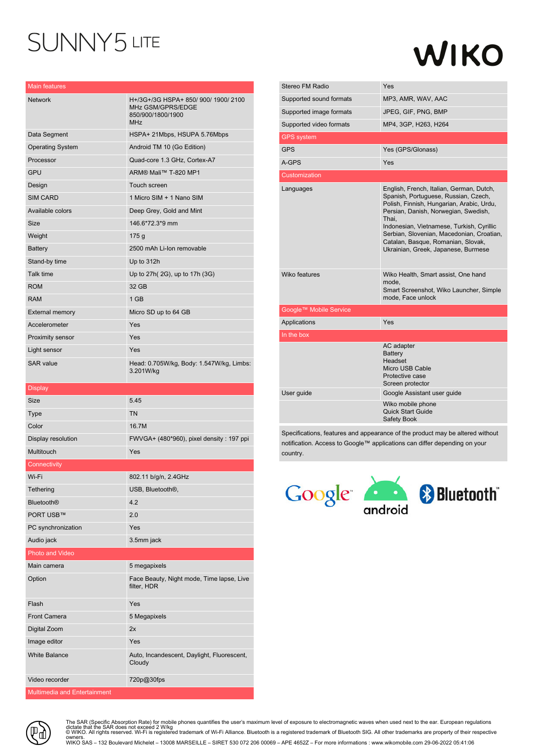# SUNNY5 LITE

WIKO

| Main features | |
|---|---|
| Network | H+/3G+/3G HSPA+ 850/ 900/ 1900/ 2100 MHz GSM/GPRS/EDGE 850/900/1800/1900 MHz |
| Data Segment | HSPA+ 21Mbps, HSUPA 5.76Mbps |
| Operating System | Android TM 10 (Go Edition) |
| Processor | Quad-core 1.3 GHz, Cortex-A7 |
| GPU | ARM® Mali™ T-820 MP1 |
| Design | Touch screen |
| SIM CARD | 1 Micro SIM + 1 Nano SIM |
| Available colors | Deep Grey, Gold and Mint |
| Size | 146.6*72.3*9 mm |
| Weight | 175 g |
| Battery | 2500 mAh Li-Ion removable |
| Stand-by time | Up to 312h |
| Talk time | Up to 27h( 2G), up to 17h (3G) |
| ROM | 32 GB |
| RAM | 1 GB |
| External memory | Micro SD up to 64 GB |
| Accelerometer | Yes |
| Proximity sensor | Yes |
| Light sensor | Yes |
| SAR value | Head: 0.705W/kg, Body: 1.547W/kg, Limbs: 3.201W/kg |
| **Display** | |
| Size | 5.45 |
| Type | TN |
| Color | 16.7M |
| Display resolution | FWVGA+ (480*960), pixel density : 197 ppi |
| Multitouch | Yes |
| **Connectivity** | |
| Wi-Fi | 802.11 b/g/n, 2.4GHz |
| Tethering | USB, Bluetooth®, |
| Bluetooth® | 4.2 |
| PORT USB™ | 2.0 |
| PC synchronization | Yes |
| Audio jack | 3.5mm jack |
| **Photo and Video** | |
| Main camera | 5 megapixels |
| Option | Face Beauty, Night mode, Time lapse, Live filter, HDR |
| Flash | Yes |
| Front Camera | 5 Megapixels |
| Digital Zoom | 2x |
| Image editor | Yes |
| White Balance | Auto, Incandescent, Daylight, Fluorescent, Cloudy |
| Video recorder | 720p@30fps |
| **Multimedia and Entertainment** | |
| Stereo FM Radio | Yes |
| Supported sound formats | MP3, AMR, WAV, AAC |
| Supported image formats | JPEG, GIF, PNG, BMP |
| Supported video formats | MP4, 3GP, H263, H264 |
| **GPS system** | |
| GPS | Yes (GPS/Glonass) |
| A-GPS | Yes |
| **Customization** | |
| Languages | English, French, Italian, German, Dutch, Spanish, Portuguese, Russian, Czech, Polish, Finnish, Hungarian, Arabic, Urdu, Persian, Danish, Norwegian, Swedish, Thai, Indonesian, Vietnamese, Turkish, Cyrillic Serbian, Slovenian, Macedonian, Croatian, Catalan, Basque, Romanian, Slovak, Ukrainian, Greek, Japanese, Burmese |
| Wiko features | Wiko Health, Smart assist, One hand mode, Smart Screenshot, Wiko Launcher, Simple mode, Face unlock |
| **Google™ Mobile Service** | |
| Applications | Yes |
| **In the box** | |
| | AC adapter<br>Battery<br>Headset<br>Micro USB Cable<br>Protective case<br>Screen protector |
| User guide | Google Assistant user guide |
| | Wiko mobile phone<br>Quick Start Guide<br>Safety Book |

Specifications, features and appearance of the product may be altered without notification. Access to Google™ applications can differ depending on your country.

Google android Bluetooth

The SAR (Specific Absorption Rate) for mobile phones quantifies the user's maximum level of exposure to electromagnetic waves when used next to the ear. European regulations dictate that the SAR does not exceed 2 W/kg
© WIKO. All rights reserved. Wi-Fi is registered trademark of Wi-Fi Alliance. Bluetooth is a registered trademark of Bluetooth SIG. All other trademarks are property of their respective owners.
WIKO SAS – 132 Boulevard Michelet – 13008 MARSEILLE – SIRET 530 072 206 00069 – APE 4652Z – For more informations : www.wikomobile.com 29-06-2022 05:41:06